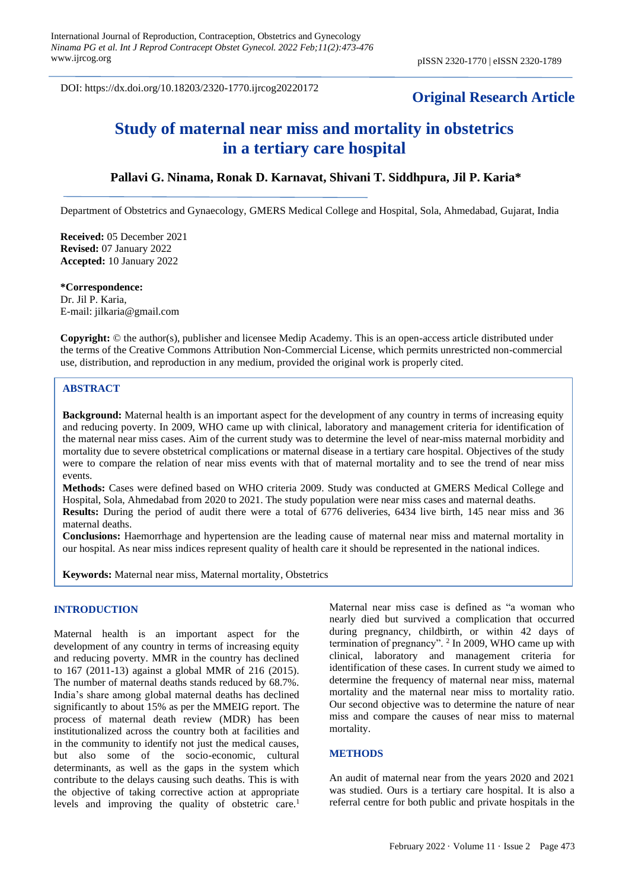DOI: https://dx.doi.org/10.18203/2320-1770.ijrcog20220172

**Original Research Article**

# Study of maternal near miss and mortality in obstetrics in a tertiary care hospital

**Pallavi G. Ninama, Ronak D. Karnavat, Shivani T. Siddhpura, Jil P. Karia***

Department of Obstetrics and Gynaecology, GMERS Medical College and Hospital, Sola, Ahmedabad, Gujarat, India

**Received:** 05 December 2021
**Revised:** 07 January 2022
**Accepted:** 10 January 2022

***Correspondence:**
Dr. Jil P. Karia,
E-mail: jilkaria@gmail.com

**Copyright:** © the author(s), publisher and licensee Medip Academy. This is an open-access article distributed under the terms of the Creative Commons Attribution Non-Commercial License, which permits unrestricted non-commercial use, distribution, and reproduction in any medium, provided the original work is properly cited.

## ABSTRACT

**Background:** Maternal health is an important aspect for the development of any country in terms of increasing equity and reducing poverty. In 2009, WHO came up with clinical, laboratory and management criteria for identification of the maternal near miss cases. Aim of the current study was to determine the level of near-miss maternal morbidity and mortality due to severe obstetrical complications or maternal disease in a tertiary care hospital. Objectives of the study were to compare the relation of near miss events with that of maternal mortality and to see the trend of near miss events.

**Methods:** Cases were defined based on WHO criteria 2009. Study was conducted at GMERS Medical College and Hospital, Sola, Ahmedabad from 2020 to 2021. The study population were near miss cases and maternal deaths.

**Results:** During the period of audit there were a total of 6776 deliveries, 6434 live birth, 145 near miss and 36 maternal deaths.

**Conclusions:** Haemorrhage and hypertension are the leading cause of maternal near miss and maternal mortality in our hospital. As near miss indices represent quality of health care it should be represented in the national indices.

**Keywords:** Maternal near miss, Maternal mortality, Obstetrics

## INTRODUCTION

Maternal health is an important aspect for the development of any country in terms of increasing equity and reducing poverty. MMR in the country has declined to 167 (2011-13) against a global MMR of 216 (2015). The number of maternal deaths stands reduced by 68.7%. India's share among global maternal deaths has declined significantly to about 15% as per the MMEIG report. The process of maternal death review (MDR) has been institutionalized across the country both at facilities and in the community to identify not just the medical causes, but also some of the socio-economic, cultural determinants, as well as the gaps in the system which contribute to the delays causing such deaths. This is with the objective of taking corrective action at appropriate levels and improving the quality of obstetric care.[1]

Maternal near miss case is defined as "a woman who nearly died but survived a complication that occurred during pregnancy, childbirth, or within 42 days of termination of pregnancy".[2] In 2009, WHO came up with clinical, laboratory and management criteria for identification of these cases. In current study we aimed to determine the frequency of maternal near miss, maternal mortality and the maternal near miss to mortality ratio. Our second objective was to determine the nature of near miss and compare the causes of near miss to maternal mortality.

## METHODS

An audit of maternal near from the years 2020 and 2021 was studied. Ours is a tertiary care hospital. It is also a referral centre for both public and private hospitals in the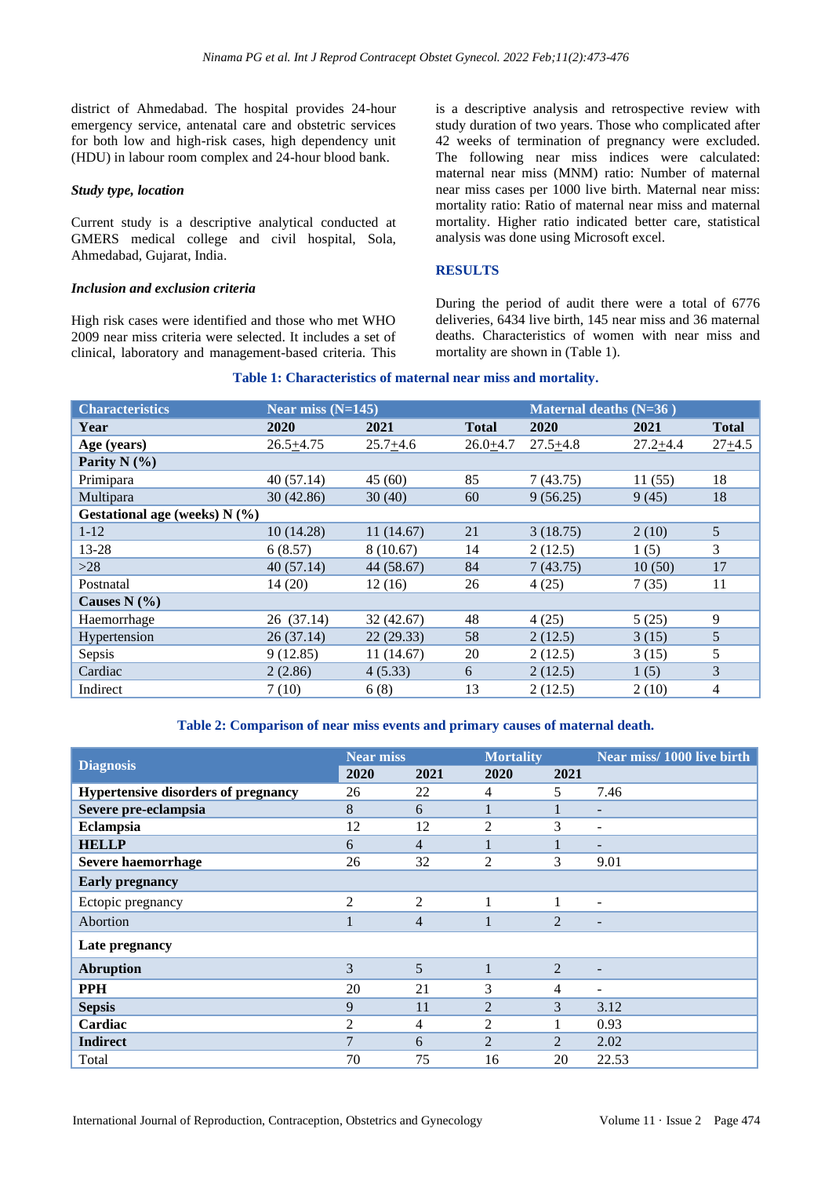district of Ahmedabad. The hospital provides 24-hour emergency service, antenatal care and obstetric services for both low and high-risk cases, high dependency unit (HDU) in labour room complex and 24-hour blood bank.

#### Study type, location

Current study is a descriptive analytical conducted at GMERS medical college and civil hospital, Sola, Ahmedabad, Gujarat, India.

#### Inclusion and exclusion criteria

High risk cases were identified and those who met WHO 2009 near miss criteria were selected. It includes a set of clinical, laboratory and management-based criteria. This is a descriptive analysis and retrospective review with study duration of two years. Those who complicated after 42 weeks of termination of pregnancy were excluded. The following near miss indices were calculated: maternal near miss (MNM) ratio: Number of maternal near miss cases per 1000 live birth. Maternal near miss: mortality ratio: Ratio of maternal near miss and maternal mortality. Higher ratio indicated better care, statistical analysis was done using Microsoft excel.

## RESULTS

During the period of audit there were a total of 6776 deliveries, 6434 live birth, 145 near miss and 36 maternal deaths. Characteristics of women with near miss and mortality are shown in (Table 1).

**Table 1: Characteristics of maternal near miss and mortality.**

| Characteristics | Near miss (N=145) | | | Maternal deaths (N=36 ) | | |
|---|---|---|---|---|---|---|
| **Year** | **2020** | **2021** | **Total** | **2020** | **2021** | **Total** |
| **Age (years)** | 26.5±4.75 | 25.7±4.6 | 26.0±4.7 | 27.5±4.8 | 27.2±4.4 | 27±4.5 |
| **Parity N (%)** | | | | | | |
| Primipara | 40 (57.14) | 45 (60) | 85 | 7 (43.75) | 11 (55) | 18 |
| Multipara | 30 (42.86) | 30 (40) | 60 | 9 (56.25) | 9 (45) | 18 |
| **Gestational age (weeks) N (%)** | | | | | | |
| 1-12 | 10 (14.28) | 11 (14.67) | 21 | 3 (18.75) | 2 (10) | 5 |
| 13-28 | 6 (8.57) | 8 (10.67) | 14 | 2 (12.5) | 1 (5) | 3 |
| >28 | 40 (57.14) | 44 (58.67) | 84 | 7 (43.75) | 10 (50) | 17 |
| Postnatal | 14 (20) | 12 (16) | 26 | 4 (25) | 7 (35) | 11 |
| **Causes N (%)** | | | | | | |
| Haemorrhage | 26 (37.14) | 32 (42.67) | 48 | 4 (25) | 5 (25) | 9 |
| Hypertension | 26 (37.14) | 22 (29.33) | 58 | 2 (12.5) | 3 (15) | 5 |
| Sepsis | 9 (12.85) | 11 (14.67) | 20 | 2 (12.5) | 3 (15) | 5 |
| Cardiac | 2 (2.86) | 4 (5.33) | 6 | 2 (12.5) | 1 (5) | 3 |
| Indirect | 7 (10) | 6 (8) | 13 | 2 (12.5) | 2 (10) | 4 |

**Table 2: Comparison of near miss events and primary causes of maternal death.**

| Diagnosis | Near miss | | Mortality | | Near miss/ 1000 live birth |
|---|---|---|---|---|---|
| | **2020** | **2021** | **2020** | **2021** | |
| **Hypertensive disorders of pregnancy** | 26 | 22 | 4 | 5 | 7.46 |
| **Severe pre-eclampsia** | 8 | 6 | 1 | 1 | - |
| **Eclampsia** | 12 | 12 | 2 | 3 | - |
| **HELLP** | 6 | 4 | 1 | 1 | - |
| **Severe haemorrhage** | 26 | 32 | 2 | 3 | 9.01 |
| **Early pregnancy** | | | | | |
| Ectopic pregnancy | 2 | 2 | 1 | 1 | - |
| Abortion | 1 | 4 | 1 | 2 | - |
| **Late pregnancy** | | | | | |
| **Abruption** | 3 | 5 | 1 | 2 | - |
| **PPH** | 20 | 21 | 3 | 4 | - |
| **Sepsis** | 9 | 11 | 2 | 3 | 3.12 |
| **Cardiac** | 2 | 4 | 2 | 1 | 0.93 |
| **Indirect** | 7 | 6 | 2 | 2 | 2.02 |
| Total | 70 | 75 | 16 | 20 | 22.53 |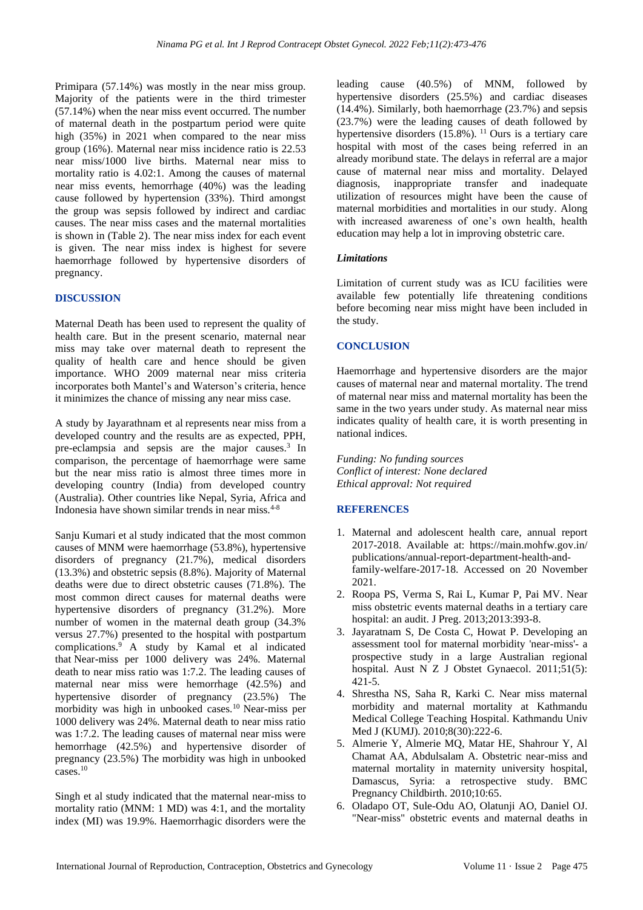Primipara (57.14%) was mostly in the near miss group. Majority of the patients were in the third trimester (57.14%) when the near miss event occurred. The number of maternal death in the postpartum period were quite high (35%) in 2021 when compared to the near miss group (16%). Maternal near miss incidence ratio is 22.53 near miss/1000 live births. Maternal near miss to mortality ratio is 4.02:1. Among the causes of maternal near miss events, hemorrhage (40%) was the leading cause followed by hypertension (33%). Third amongst the group was sepsis followed by indirect and cardiac causes. The near miss cases and the maternal mortalities is shown in (Table 2). The near miss index for each event is given. The near miss index is highest for severe haemorrhage followed by hypertensive disorders of pregnancy.

## DISCUSSION

Maternal Death has been used to represent the quality of health care. But in the present scenario, maternal near miss may take over maternal death to represent the quality of health care and hence should be given importance. WHO 2009 maternal near miss criteria incorporates both Mantel's and Waterson's criteria, hence it minimizes the chance of missing any near miss case.

A study by Jayarathnam et al represents near miss from a developed country and the results are as expected, PPH, pre-eclampsia and sepsis are the major causes.[3] In comparison, the percentage of haemorrhage were same but the near miss ratio is almost three times more in developing country (India) from developed country (Australia). Other countries like Nepal, Syria, Africa and Indonesia have shown similar trends in near miss.[4-8]

Sanju Kumari et al study indicated that the most common causes of MNM were haemorrhage (53.8%), hypertensive disorders of pregnancy (21.7%), medical disorders (13.3%) and obstetric sepsis (8.8%). Majority of Maternal deaths were due to direct obstetric causes (71.8%). The most common direct causes for maternal deaths were hypertensive disorders of pregnancy (31.2%). More number of women in the maternal death group (34.3% versus 27.7%) presented to the hospital with postpartum complications.[9] A study by Kamal et al indicated that Near-miss per 1000 delivery was 24%. Maternal death to near miss ratio was 1:7.2. The leading causes of maternal near miss were hemorrhage (42.5%) and hypertensive disorder of pregnancy (23.5%) The morbidity was high in unbooked cases.[10] Near-miss per 1000 delivery was 24%. Maternal death to near miss ratio was 1:7.2. The leading causes of maternal near miss were hemorrhage (42.5%) and hypertensive disorder of pregnancy (23.5%) The morbidity was high in unbooked cases.[10]

Singh et al study indicated that the maternal near-miss to mortality ratio (MNM: 1 MD) was 4:1, and the mortality index (MI) was 19.9%. Haemorrhagic disorders were the leading cause (40.5%) of MNM, followed by hypertensive disorders (25.5%) and cardiac diseases (14.4%). Similarly, both haemorrhage (23.7%) and sepsis (23.7%) were the leading causes of death followed by hypertensive disorders (15.8%).[11] Ours is a tertiary care hospital with most of the cases being referred in an already moribund state. The delays in referral are a major cause of maternal near miss and mortality. Delayed diagnosis, inappropriate transfer and inadequate utilization of resources might have been the cause of maternal morbidities and mortalities in our study. Along with increased awareness of one's own health, health education may help a lot in improving obstetric care.

### *Limitations*

Limitation of current study was as ICU facilities were available few potentially life threatening conditions before becoming near miss might have been included in the study.

## CONCLUSION

Haemorrhage and hypertensive disorders are the major causes of maternal near and maternal mortality. The trend of maternal near miss and maternal mortality has been the same in the two years under study. As maternal near miss indicates quality of health care, it is worth presenting in national indices.

*Funding: No funding sources*
*Conflict of interest: None declared*
*Ethical approval: Not required*

## REFERENCES

1. Maternal and adolescent health care, annual report 2017-2018. Available at: https://main.mohfw.gov.in/publications/annual-report-department-health-and-family-welfare-2017-18. Accessed on 20 November 2021.
2. Roopa PS, Verma S, Rai L, Kumar P, Pai MV. Near miss obstetric events maternal deaths in a tertiary care hospital: an audit. J Preg. 2013;2013:393-8.
3. Jayaratnam S, De Costa C, Howat P. Developing an assessment tool for maternal morbidity 'near-miss'- a prospective study in a large Australian regional hospital. Aust N Z J Obstet Gynaecol. 2011;51(5):421-5.
4. Shrestha NS, Saha R, Karki C. Near miss maternal morbidity and maternal mortality at Kathmandu Medical College Teaching Hospital. Kathmandu Univ Med J (KUMJ). 2010;8(30):222-6.
5. Almerie Y, Almerie MQ, Matar HE, Shahrour Y, Al Chamat AA, Abdulsalam A. Obstetric near-miss and maternal mortality in maternity university hospital, Damascus, Syria: a retrospective study. BMC Pregnancy Childbirth. 2010;10:65.
6. Oladapo OT, Sule-Odu AO, Olatunji AO, Daniel OJ. "Near-miss" obstetric events and maternal deaths in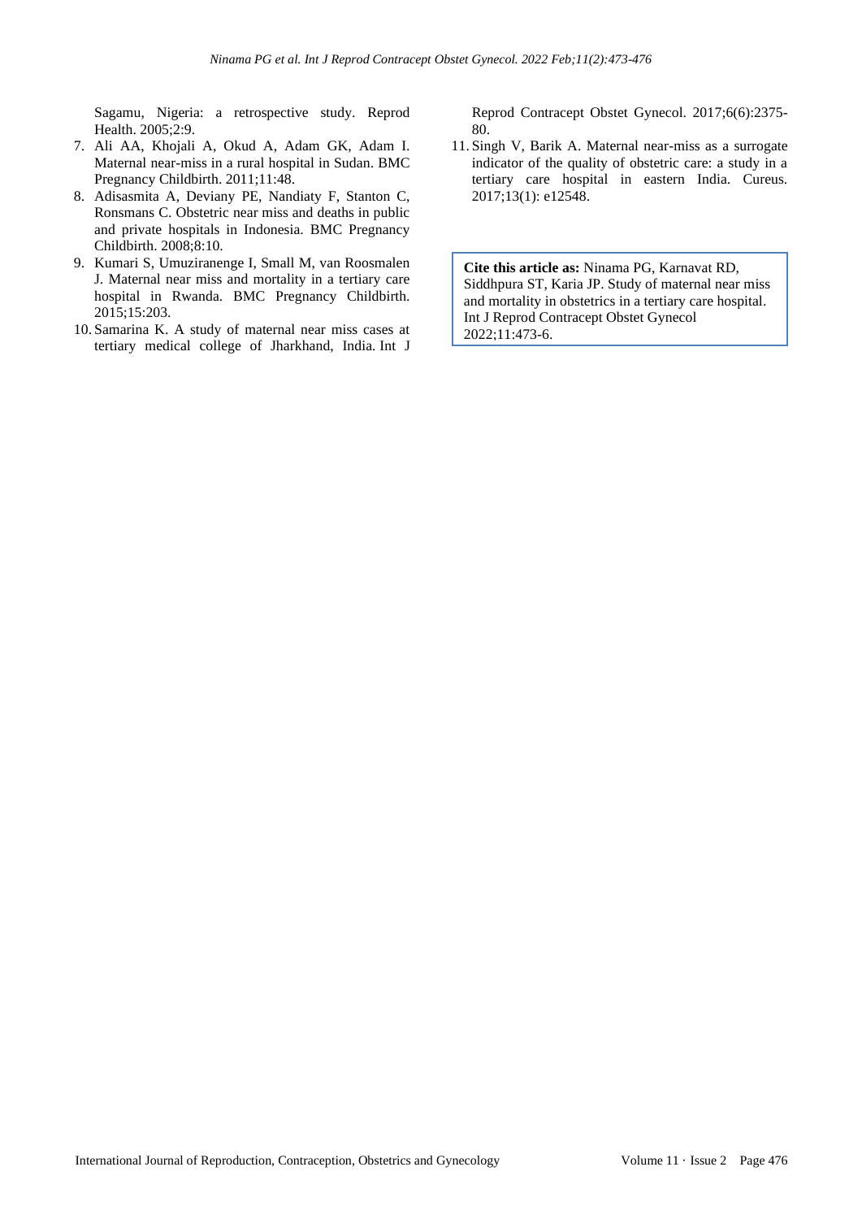Sagamu, Nigeria: a retrospective study. Reprod Health. 2005;2:9.

7. Ali AA, Khojali A, Okud A, Adam GK, Adam I. Maternal near-miss in a rural hospital in Sudan. BMC Pregnancy Childbirth. 2011;11:48.
8. Adisasmita A, Deviany PE, Nandiaty F, Stanton C, Ronsmans C. Obstetric near miss and deaths in public and private hospitals in Indonesia. BMC Pregnancy Childbirth. 2008;8:10.
9. Kumari S, Umuziranenge I, Small M, van Roosmalen J. Maternal near miss and mortality in a tertiary care hospital in Rwanda. BMC Pregnancy Childbirth. 2015;15:203.
10. Samarina K. A study of maternal near miss cases at tertiary medical college of Jharkhand, India. Int J Reprod Contracept Obstet Gynecol. 2017;6(6):2375-80.
11. Singh V, Barik A. Maternal near-miss as a surrogate indicator of the quality of obstetric care: a study in a tertiary care hospital in eastern India. Cureus. 2017;13(1): e12548.

**Cite this article as:** Ninama PG, Karnavat RD, Siddhpura ST, Karia JP. Study of maternal near miss and mortality in obstetrics in a tertiary care hospital. Int J Reprod Contracept Obstet Gynecol 2022;11:473-6.